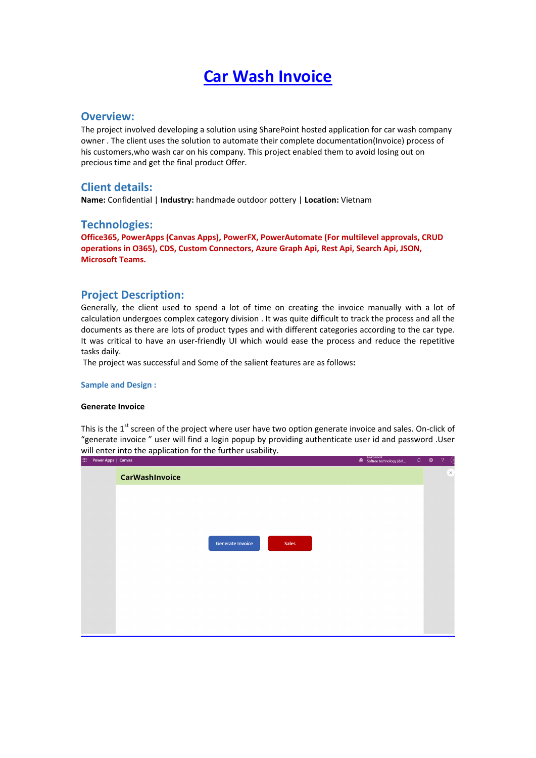# Car Wash Invoice

## Overview:

The project involved developing a solution using SharePoint hosted application for car wash company owner . The client uses the solution to automate their complete documentation(Invoice) process of his customers,who wash car on his company. This project enabled them to avoid losing out on precious time and get the final product Offer.

## Client details:

**Name:** Confidential | **Industry:** handmade outdoor pottery | **Location:** Vietnam

## Technologies:

**Office365, PowerApps (Canvas Apps), PowerFX, PowerAutomate (For multilevel approvals, CRUD operations in O365), CDS, Custom Connectors, Azure Graph Api, Rest Api, Search Api, JSON, Microsoft Teams.**

## Project Description:

Generally, the client used to spend a lot of time on creating the invoice manually with a lot of calculation undergoes complex category division . It was quite difficult to track the process and all the documents as there are lots of product types and with different categories according to the car type. It was critical to have an user-friendly UI which would ease the process and reduce the repetitive tasks daily.

The project was successful and Some of the salient features are as follows**:**

### Sample and Design :

**Generate Invoice**

This is the 1st screen of the project where user have two option generate invoice and sales. On-click of "generate invoice " user will find a login popup by providing authenticate user id and password .User will enter into the application for the further usability.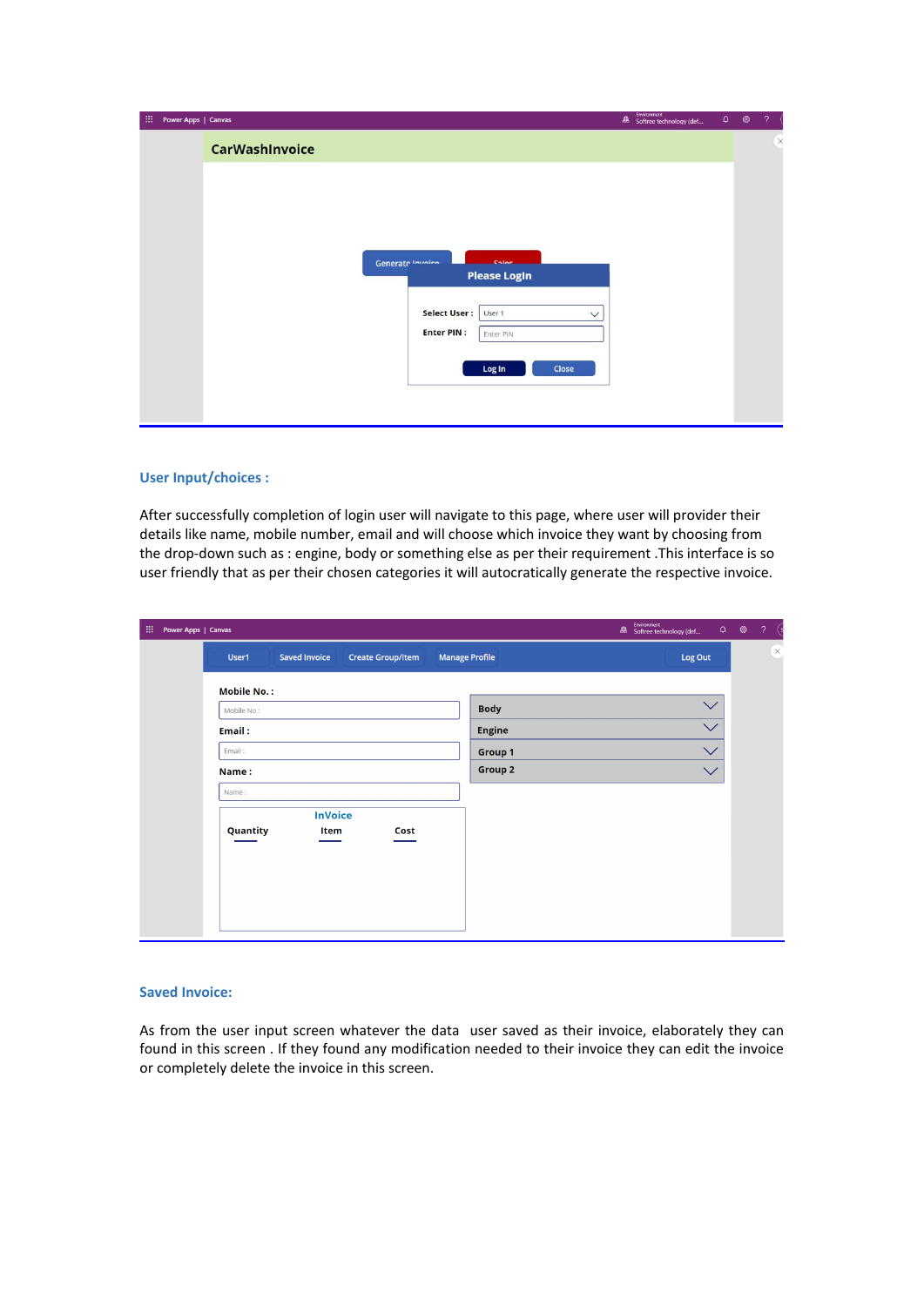## User Input/choices :

After successfully completion of login user will navigate to this page, where user will provider their details like name, mobile number, email and will choose which invoice they want by choosing from the drop-down such as : engine, body or something else as per their requirement .This interface is so user friendly that as per their chosen categories it will autocratically generate the respective invoice.

## Saved Invoice:

As from the user input screen whatever the data user saved as their invoice, elaborately they can found in this screen . If they found any modification needed to their invoice they can edit the invoice or completely delete the invoice in this screen.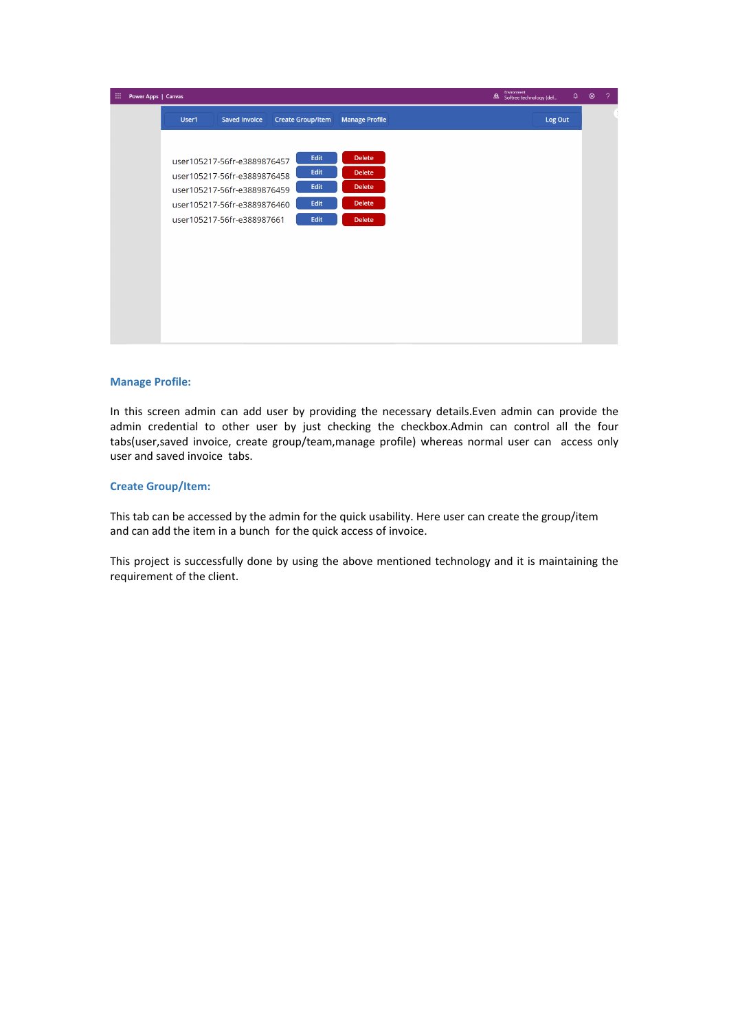## Manage Profile:

In this screen admin can add user by providing the necessary details.Even admin can provide the admin credential to other user by just checking the checkbox.Admin can control all the four tabs(user,saved invoice, create group/team,manage profile) whereas normal user can access only user and saved invoice tabs.

## Create Group/Item:

This tab can be accessed by the admin for the quick usability. Here user can create the group/item and can add the item in a bunch for the quick access of invoice.

This project is successfully done by using the above mentioned technology and it is maintaining the requirement of the client.